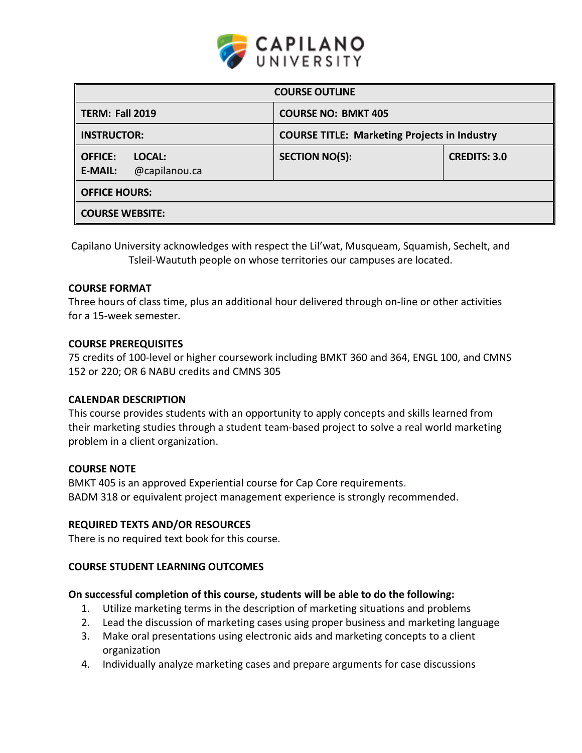CAPILANO UNIVERSITY

| COURSE OUTLINE | | |
|---|---|---|
| **TERM: Fall 2019** | **COURSE NO: BMKT 405** | |
| **INSTRUCTOR:** | **COURSE TITLE: Marketing Projects in Industry** | |
| **OFFICE: LOCAL:**<br>**E-MAIL:** @capilanou.ca | **SECTION NO(S):** | **CREDITS: 3.0** |
| **OFFICE HOURS:** | | |
| **COURSE WEBSITE:** | | |

Capilano University acknowledges with respect the Lil'wat, Musqueam, Squamish, Sechelt, and Tsleil-Waututh people on whose territories our campuses are located.

### COURSE FORMAT

Three hours of class time, plus an additional hour delivered through on-line or other activities for a 15-week semester.

### COURSE PREREQUISITES

75 credits of 100-level or higher coursework including BMKT 360 and 364, ENGL 100, and CMNS 152 or 220; OR 6 NABU credits and CMNS 305

### CALENDAR DESCRIPTION

This course provides students with an opportunity to apply concepts and skills learned from their marketing studies through a student team-based project to solve a real world marketing problem in a client organization.

### COURSE NOTE

BMKT 405 is an approved Experiential course for Cap Core requirements.
BADM 318 or equivalent project management experience is strongly recommended.

### REQUIRED TEXTS AND/OR RESOURCES

There is no required text book for this course.

### COURSE STUDENT LEARNING OUTCOMES

**On successful completion of this course, students will be able to do the following:**

1. Utilize marketing terms in the description of marketing situations and problems
2. Lead the discussion of marketing cases using proper business and marketing language
3. Make oral presentations using electronic aids and marketing concepts to a client organization
4. Individually analyze marketing cases and prepare arguments for case discussions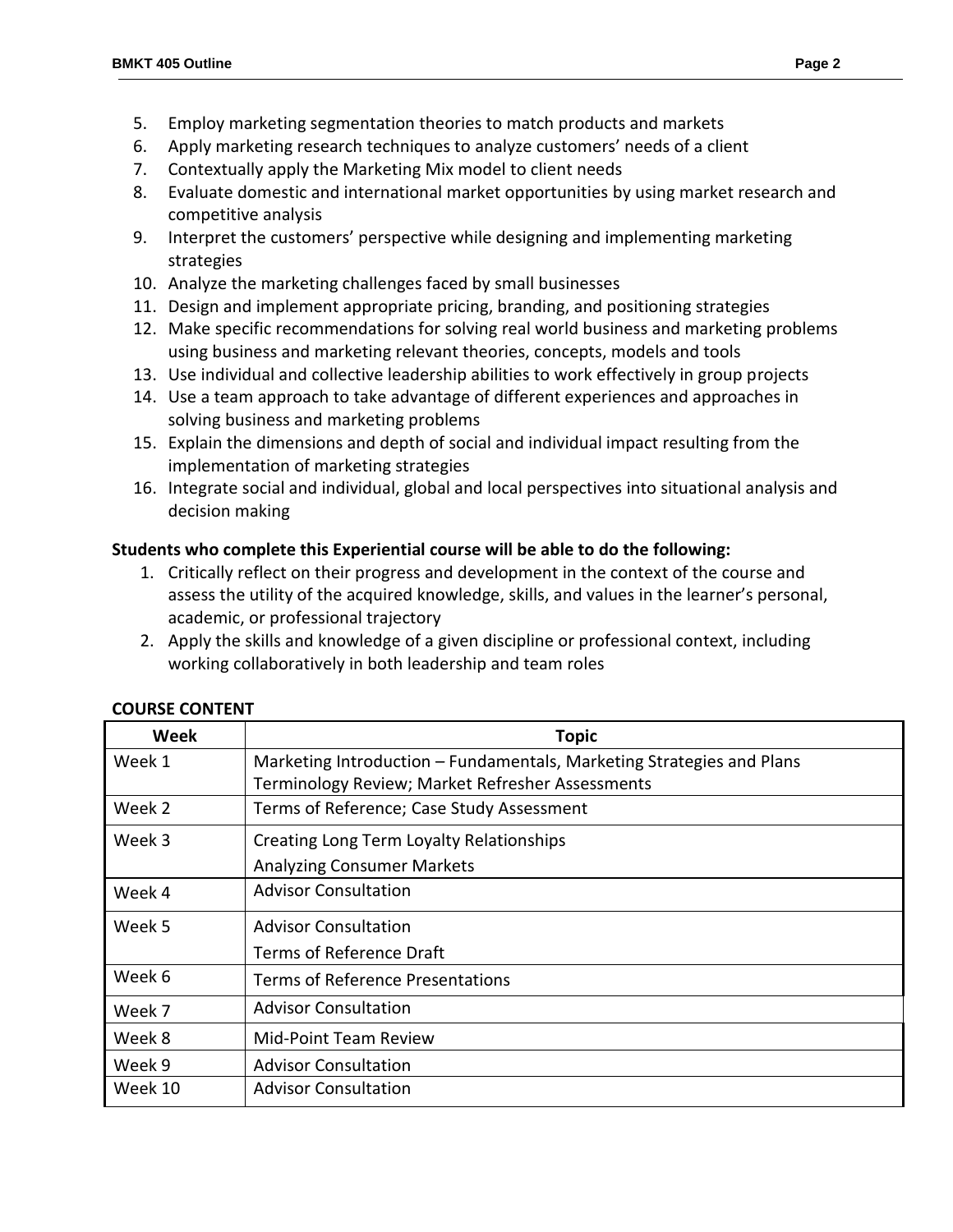5. Employ marketing segmentation theories to match products and markets
6. Apply marketing research techniques to analyze customers' needs of a client
7. Contextually apply the Marketing Mix model to client needs
8. Evaluate domestic and international market opportunities by using market research and competitive analysis
9. Interpret the customers' perspective while designing and implementing marketing strategies
10. Analyze the marketing challenges faced by small businesses
11. Design and implement appropriate pricing, branding, and positioning strategies
12. Make specific recommendations for solving real world business and marketing problems using business and marketing relevant theories, concepts, models and tools
13. Use individual and collective leadership abilities to work effectively in group projects
14. Use a team approach to take advantage of different experiences and approaches in solving business and marketing problems
15. Explain the dimensions and depth of social and individual impact resulting from the implementation of marketing strategies
16. Integrate social and individual, global and local perspectives into situational analysis and decision making

**Students who complete this Experiential course will be able to do the following:**

1. Critically reflect on their progress and development in the context of the course and assess the utility of the acquired knowledge, skills, and values in the learner's personal, academic, or professional trajectory
2. Apply the skills and knowledge of a given discipline or professional context, including working collaboratively in both leadership and team roles

**COURSE CONTENT**

| Week | Topic |
|---|---|
| Week 1 | Marketing Introduction – Fundamentals, Marketing Strategies and Plans<br>Terminology Review; Market Refresher Assessments |
| Week 2 | Terms of Reference; Case Study Assessment |
| Week 3 | Creating Long Term Loyalty Relationships<br>Analyzing Consumer Markets |
| Week 4 | Advisor Consultation |
| Week 5 | Advisor Consultation<br>Terms of Reference Draft |
| Week 6 | Terms of Reference Presentations |
| Week 7 | Advisor Consultation |
| Week 8 | Mid-Point Team Review |
| Week 9 | Advisor Consultation |
| Week 10 | Advisor Consultation |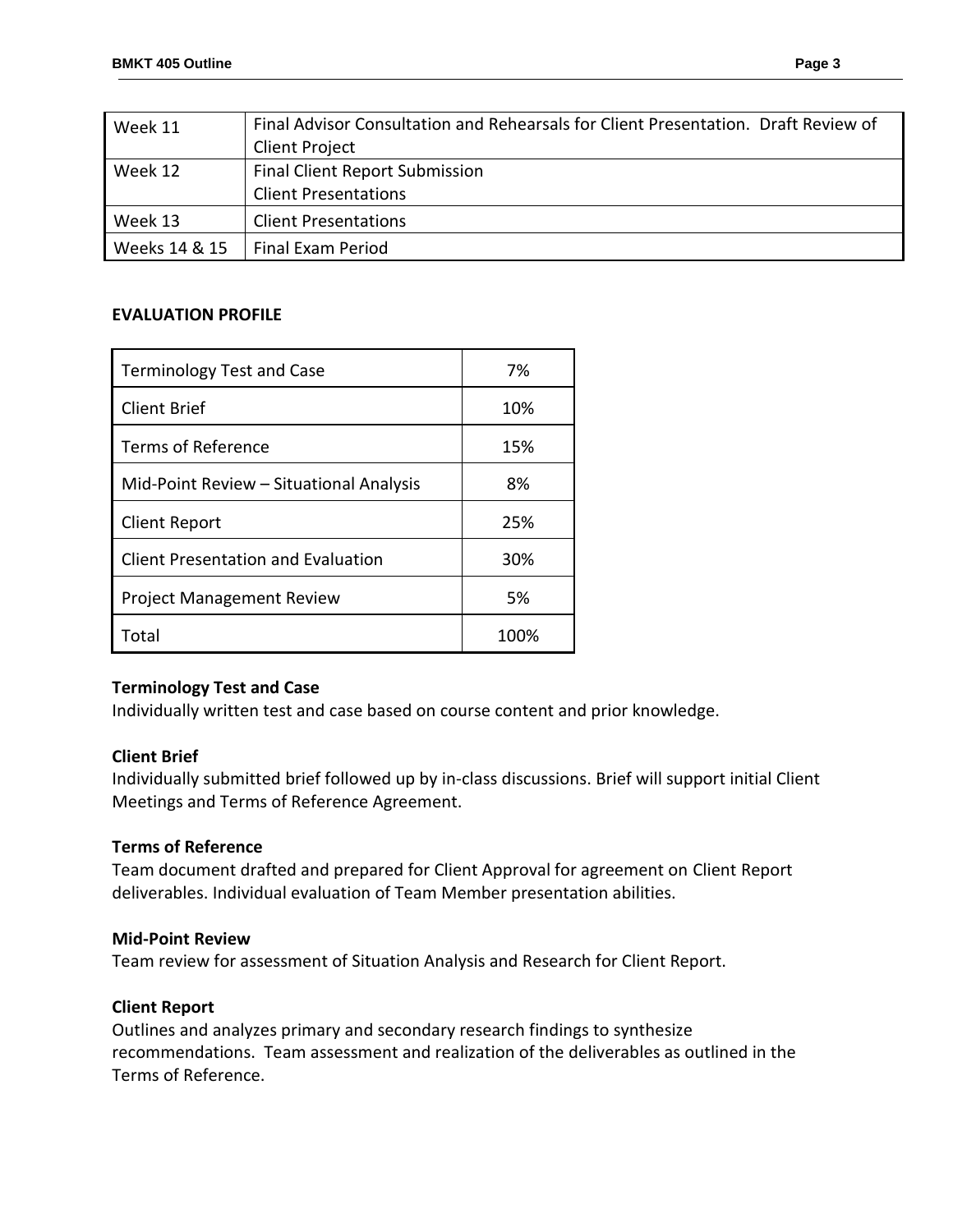| | |
|---|---|
| Week 11 | Final Advisor Consultation and Rehearsals for Client Presentation. Draft Review of Client Project |
| Week 12 | Final Client Report Submission<br>Client Presentations |
| Week 13 | Client Presentations |
| Weeks 14 & 15 | Final Exam Period |

### EVALUATION PROFILE

| | |
|---|---|
| Terminology Test and Case | 7% |
| Client Brief | 10% |
| Terms of Reference | 15% |
| Mid-Point Review – Situational Analysis | 8% |
| Client Report | 25% |
| Client Presentation and Evaluation | 30% |
| Project Management Review | 5% |
| Total | 100% |

**Terminology Test and Case**
Individually written test and case based on course content and prior knowledge.

**Client Brief**
Individually submitted brief followed up by in-class discussions. Brief will support initial Client Meetings and Terms of Reference Agreement.

**Terms of Reference**
Team document drafted and prepared for Client Approval for agreement on Client Report deliverables. Individual evaluation of Team Member presentation abilities.

**Mid-Point Review**
Team review for assessment of Situation Analysis and Research for Client Report.

**Client Report**
Outlines and analyzes primary and secondary research findings to synthesize recommendations. Team assessment and realization of the deliverables as outlined in the Terms of Reference.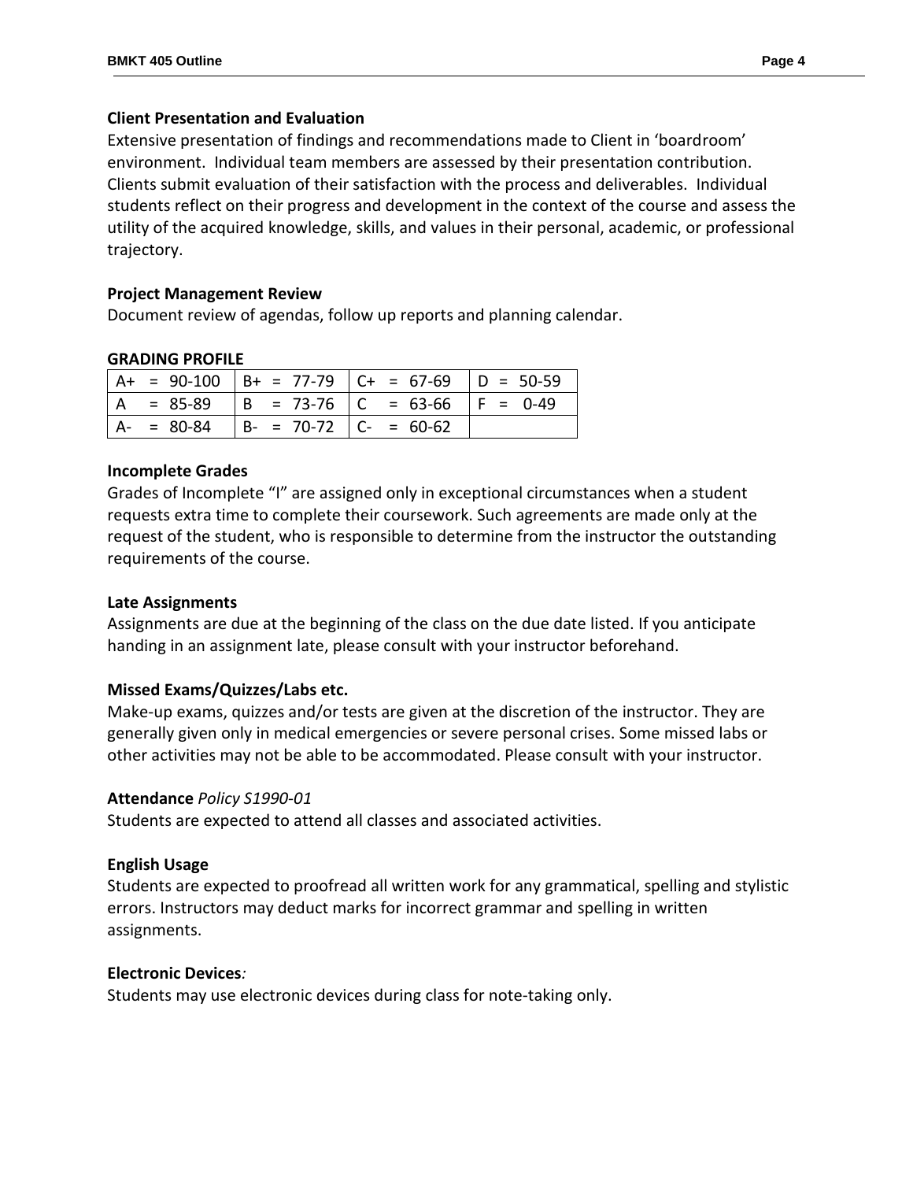**Client Presentation and Evaluation**

Extensive presentation of findings and recommendations made to Client in 'boardroom' environment. Individual team members are assessed by their presentation contribution. Clients submit evaluation of their satisfaction with the process and deliverables. Individual students reflect on their progress and development in the context of the course and assess the utility of the acquired knowledge, skills, and values in their personal, academic, or professional trajectory.

**Project Management Review**

Document review of agendas, follow up reports and planning calendar.

**GRADING PROFILE**

| A+ = 90-100 | B+ = 77-79 | C+ = 67-69 | D = 50-59 |
|---|---|---|---|
| A = 85-89 | B = 73-76 | C = 63-66 | F = 0-49 |
| A- = 80-84 | B- = 70-72 | C- = 60-62 | |

**Incomplete Grades**

Grades of Incomplete "I" are assigned only in exceptional circumstances when a student requests extra time to complete their coursework. Such agreements are made only at the request of the student, who is responsible to determine from the instructor the outstanding requirements of the course.

**Late Assignments**

Assignments are due at the beginning of the class on the due date listed. If you anticipate handing in an assignment late, please consult with your instructor beforehand.

**Missed Exams/Quizzes/Labs etc.**

Make-up exams, quizzes and/or tests are given at the discretion of the instructor. They are generally given only in medical emergencies or severe personal crises. Some missed labs or other activities may not be able to be accommodated. Please consult with your instructor.

**Attendance** *Policy S1990-01*

Students are expected to attend all classes and associated activities.

**English Usage**

Students are expected to proofread all written work for any grammatical, spelling and stylistic errors. Instructors may deduct marks for incorrect grammar and spelling in written assignments.

**Electronic Devices***:*

Students may use electronic devices during class for note-taking only.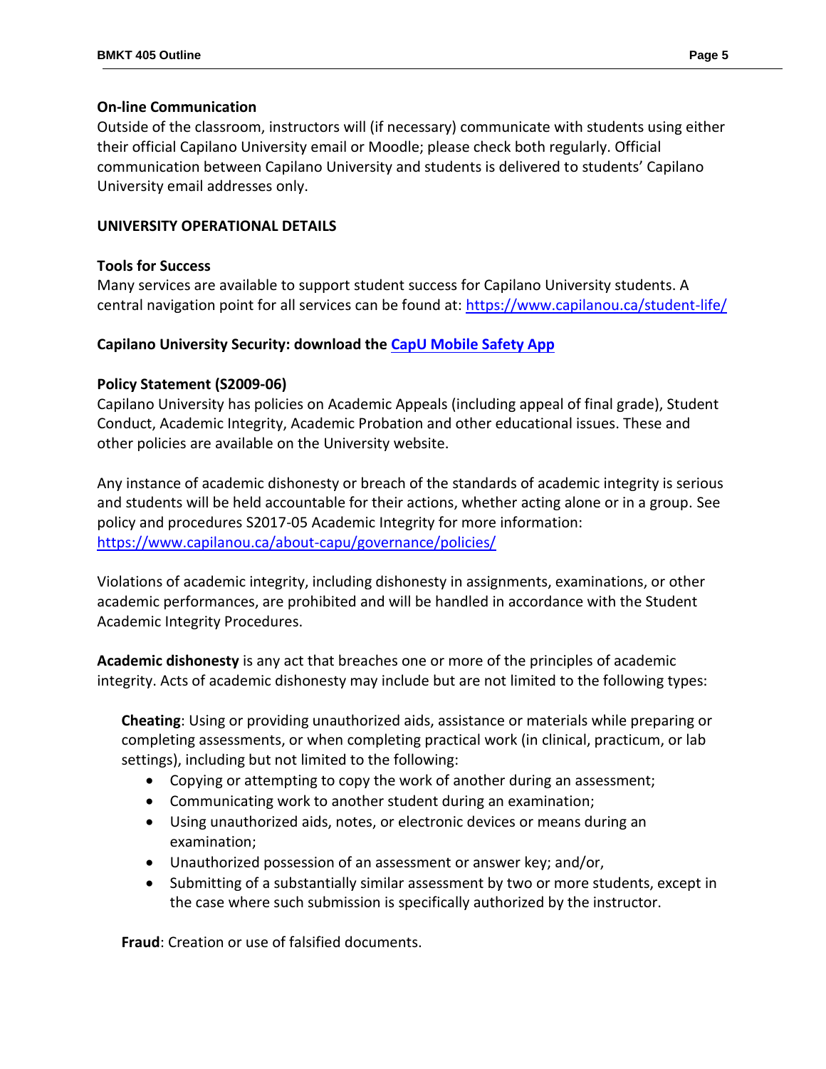**On-line Communication**

Outside of the classroom, instructors will (if necessary) communicate with students using either their official Capilano University email or Moodle; please check both regularly. Official communication between Capilano University and students is delivered to students' Capilano University email addresses only.

**UNIVERSITY OPERATIONAL DETAILS**

**Tools for Success**

Many services are available to support student success for Capilano University students. A central navigation point for all services can be found at: https://www.capilanou.ca/student-life/

**Capilano University Security: download the CapU Mobile Safety App**

**Policy Statement (S2009-06)**

Capilano University has policies on Academic Appeals (including appeal of final grade), Student Conduct, Academic Integrity, Academic Probation and other educational issues. These and other policies are available on the University website.

Any instance of academic dishonesty or breach of the standards of academic integrity is serious and students will be held accountable for their actions, whether acting alone or in a group. See policy and procedures S2017-05 Academic Integrity for more information: https://www.capilanou.ca/about-capu/governance/policies/

Violations of academic integrity, including dishonesty in assignments, examinations, or other academic performances, are prohibited and will be handled in accordance with the Student Academic Integrity Procedures.

**Academic dishonesty** is any act that breaches one or more of the principles of academic integrity. Acts of academic dishonesty may include but are not limited to the following types:

**Cheating**: Using or providing unauthorized aids, assistance or materials while preparing or completing assessments, or when completing practical work (in clinical, practicum, or lab settings), including but not limited to the following:

- Copying or attempting to copy the work of another during an assessment;
- Communicating work to another student during an examination;
- Using unauthorized aids, notes, or electronic devices or means during an examination;
- Unauthorized possession of an assessment or answer key; and/or,
- Submitting of a substantially similar assessment by two or more students, except in the case where such submission is specifically authorized by the instructor.

**Fraud**: Creation or use of falsified documents.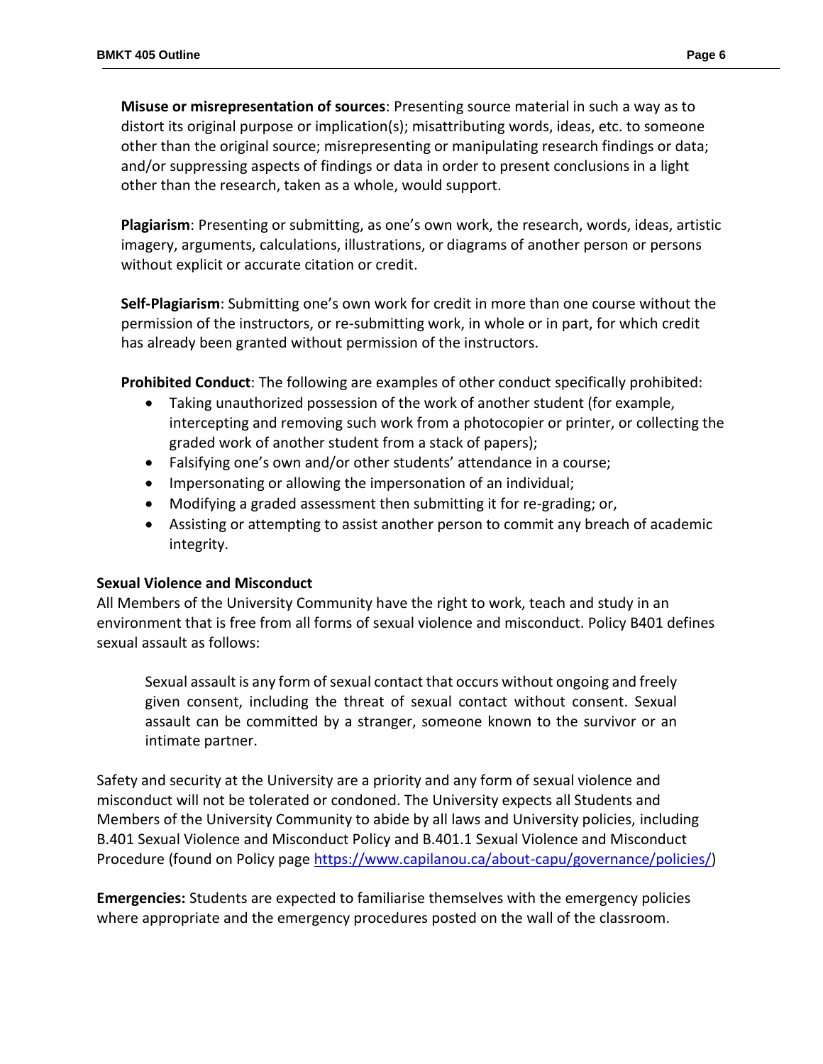**Misuse or misrepresentation of sources**: Presenting source material in such a way as to distort its original purpose or implication(s); misattributing words, ideas, etc. to someone other than the original source; misrepresenting or manipulating research findings or data; and/or suppressing aspects of findings or data in order to present conclusions in a light other than the research, taken as a whole, would support.

**Plagiarism**: Presenting or submitting, as one's own work, the research, words, ideas, artistic imagery, arguments, calculations, illustrations, or diagrams of another person or persons without explicit or accurate citation or credit.

**Self-Plagiarism**: Submitting one's own work for credit in more than one course without the permission of the instructors, or re-submitting work, in whole or in part, for which credit has already been granted without permission of the instructors.

**Prohibited Conduct**: The following are examples of other conduct specifically prohibited:

- Taking unauthorized possession of the work of another student (for example, intercepting and removing such work from a photocopier or printer, or collecting the graded work of another student from a stack of papers);
- Falsifying one's own and/or other students' attendance in a course;
- Impersonating or allowing the impersonation of an individual;
- Modifying a graded assessment then submitting it for re-grading; or,
- Assisting or attempting to assist another person to commit any breach of academic integrity.

**Sexual Violence and Misconduct**

All Members of the University Community have the right to work, teach and study in an environment that is free from all forms of sexual violence and misconduct. Policy B401 defines sexual assault as follows:

> Sexual assault is any form of sexual contact that occurs without ongoing and freely given consent, including the threat of sexual contact without consent. Sexual assault can be committed by a stranger, someone known to the survivor or an intimate partner.

Safety and security at the University are a priority and any form of sexual violence and misconduct will not be tolerated or condoned. The University expects all Students and Members of the University Community to abide by all laws and University policies, including B.401 Sexual Violence and Misconduct Policy and B.401.1 Sexual Violence and Misconduct Procedure (found on Policy page https://www.capilanou.ca/about-capu/governance/policies/)

**Emergencies:** Students are expected to familiarise themselves with the emergency policies where appropriate and the emergency procedures posted on the wall of the classroom.